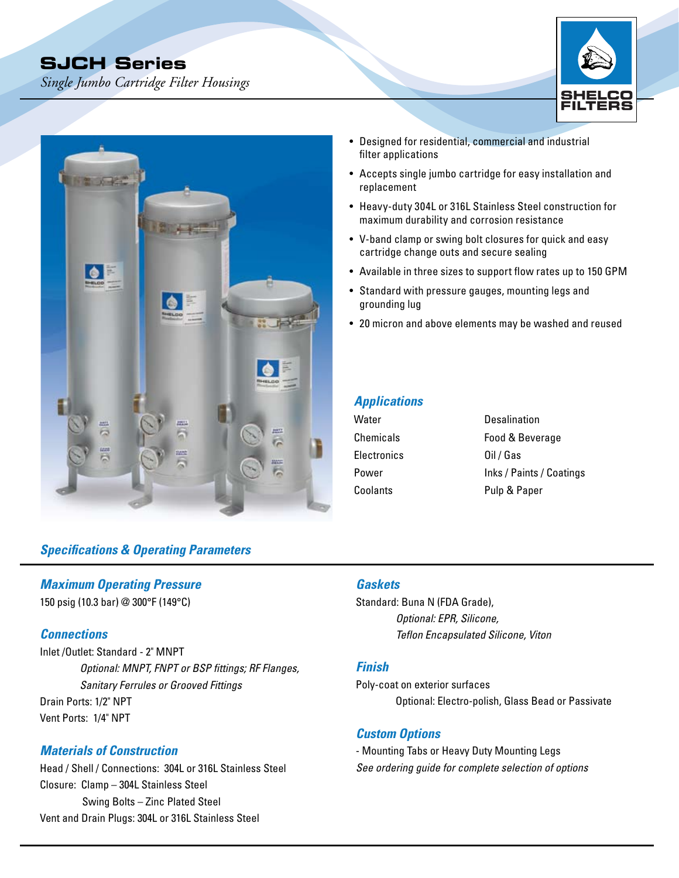# SJCH Series

*Single Jumbo Cartridge Filter Housings*

SHELCO FILTERS

- Designed for residential, commercial and industrial filter applications
- Accepts single jumbo cartridge for easy installation and replacement
- Heavy-duty 304L or 316L Stainless Steel construction for maximum durability and corrosion resistance
- V-band clamp or swing bolt closures for quick and easy cartridge change outs and secure sealing
- Available in three sizes to support flow rates up to 150 GPM
- Standard with pressure gauges, mounting legs and grounding lug
- 20 micron and above elements may be washed and reused

## *Applications*

| | |
|---|---|
| Water | Desalination |
| Chemicals | Food & Beverage |
| Electronics | Oil / Gas |
| Power | Inks / Paints / Coatings |
| Coolants | Pulp & Paper |

## *Specifications & Operating Parameters*

### *Maximum Operating Pressure*

150 psig (10.3 bar) @ 300°F (149°C)

### *Connections*

Inlet /Outlet: Standard - 2" MNPT

*Optional: MNPT, FNPT or BSP fittings; RF Flanges, Sanitary Ferrules or Grooved Fittings*

Drain Ports: 1/2" NPT

Vent Ports: 1/4" NPT

### *Materials of Construction*

Head / Shell / Connections: 304L or 316L Stainless Steel

Closure: Clamp – 304L Stainless Steel

Swing Bolts – Zinc Plated Steel

Vent and Drain Plugs: 304L or 316L Stainless Steel

### *Gaskets*

Standard: Buna N (FDA Grade),

*Optional: EPR, Silicone, Teflon Encapsulated Silicone, Viton*

### *Finish*

Poly-coat on exterior surfaces

Optional: Electro-polish, Glass Bead or Passivate

### *Custom Options*

- Mounting Tabs or Heavy Duty Mounting Legs

*See ordering guide for complete selection of options*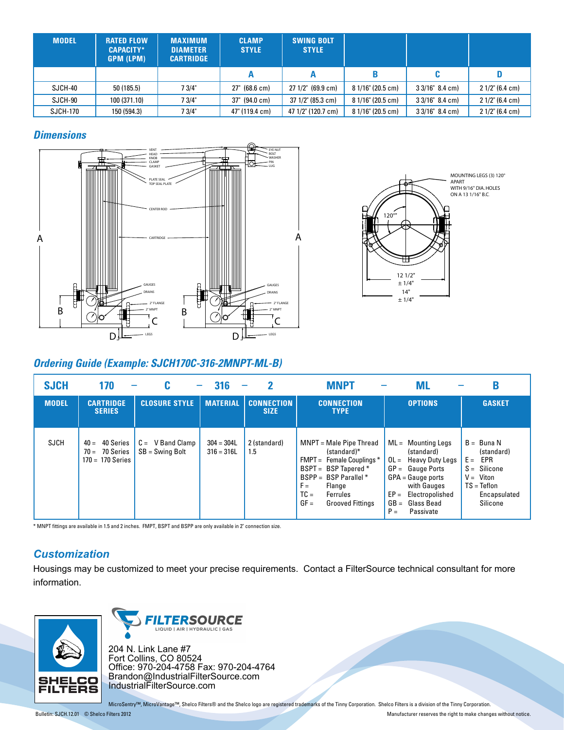| MODEL | RATED FLOW CAPACITY* GPM (LPM) | MAXIMUM DIAMETER CARTRIDGE | CLAMP STYLE | SWING BOLT STYLE | | | |
|---|---|---|---|---|---|---|---|
| | | | A | A | B | C | D |
| SJCH-40 | 50 (185.5) | 7 3/4" | 27" (68.6 cm) | 27 1/2" (69.9 cm) | 8 1/16" (20.5 cm) | 3 3/16" 8.4 cm) | 2 1/2" (6.4 cm) |
| SJCH-90 | 100 (371.10) | 7 3/4" | 37" (94.0 cm) | 37 1/2" (85.3 cm) | 8 1/16" (20.5 cm) | 3 3/16" 8.4 cm) | 2 1/2" (6.4 cm) |
| SJCH-170 | 150 (594.3) | 7 3/4" | 47" (119.4 cm) | 47 1/2" (120.7 cm) | 8 1/16" (20.5 cm) | 3 3/16" 8.4 cm) | 2 1/2" (6.4 cm) |

## *Dimensions*

VENT
HEAD
KNOB
CLAMP
GASKET
PLATE SEAL
TOP SEAL PLATE
CENTER ROD
CARTRIDGE
GAUGES
DRAINS
2" FLANGE
2" MNPT
LEGS
EYE NUT
BOLT
WASHER
PIN
LUG
A
B
C
D

MOUNTING LEGS (3) 120° APART
WITH 9/16" DIA. HOLES
ON A 13 1/16" B.C.
120°
12 1/2" ± 1/4"
14" ± 1/4"

## *Ordering Guide (Example: SJCH170C-316-2MNPT-ML-B)*

| SJCH | 170 | C | 316 | 2 | MNPT | ML | B |
|---|---|---|---|---|---|---|---|
| **MODEL** | **CARTRIDGE SERIES** | **CLOSURE STYLE** | **MATERIAL** | **CONNECTION SIZE** | **CONNECTION TYPE** | **OPTIONS** | **GASKET** |
| SJCH | 40 = 40 Series<br>70 = 70 Series<br>170 = 170 Series | C = V Band Clamp<br>SB = Swing Bolt | 304 = 304L<br>316 = 316L | 2 (standard)<br>1.5 | MNPT = Male Pipe Thread (standard)*<br>FMPT = Female Couplings *<br>BSPT = BSP Tapered *<br>BSPP = BSP Parallel *<br>F = Flange<br>TC = Ferrules<br>GF = Grooved Fittings | ML = Mounting Legs (standard)<br>OL = Heavy Duty Legs<br>GP = Gauge Ports<br>GPA = Gauge ports with Gauges<br>EP = Electropolished<br>GB = Glass Bead<br>P = Passivate | B = Buna N (standard)<br>E = EPR<br>S = Silicone<br>V = Viton<br>TS = Teflon Encapsulated Silicone |

* MNPT fittings are available in 1.5 and 2 inches. FMPT, BSPT and BSPP are only available in 2" connection size.

## *Customization*

Housings may be customized to meet your precise requirements. Contact a FilterSource technical consultant for more information.

SHELCO FILTERS

FILTERSOURCE
LIQUID | AIR | HYDRAULIC | GAS

204 N. Link Lane #7
Fort Collins, CO 80524
Office: 970-204-4758 Fax: 970-204-4764
Brandon@IndustrialFilterSource.com
IndustrialFilterSource.com

MicroSentry™, MicroVantage™, Shelco Filters® and the Shelco logo are registered trademarks of the Tinny Corporation. Shelco Filters is a division of the Tinny Corporation.

Bulletin: SJCH.12.01 © Shelco Filters 2012

Manufacturer reserves the right to make changes without notice.